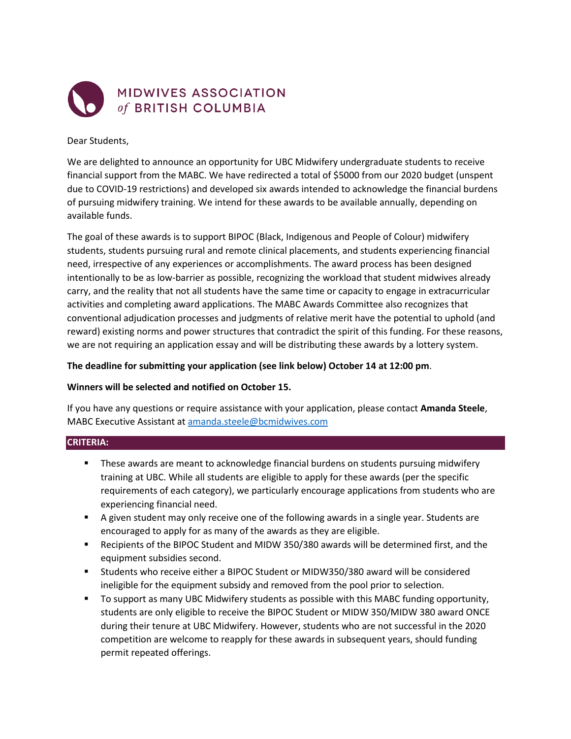# MIDWIVES ASSOCIATION of BRITISH COLUMBIA

Dear Students,

We are delighted to announce an opportunity for UBC Midwifery undergraduate students to receive financial support from the MABC. We have redirected a total of $5000 from our 2020 budget (unspent due to COVID-19 restrictions) and developed six awards intended to acknowledge the financial burdens of pursuing midwifery training. We intend for these awards to be available annually, depending on available funds.

The goal of these awards is to support BIPOC (Black, Indigenous and People of Colour) midwifery students, students pursuing rural and remote clinical placements, and students experiencing financial need, irrespective of any experiences or accomplishments. The award process has been designed intentionally to be as low-barrier as possible, recognizing the workload that student midwives already carry, and the reality that not all students have the same time or capacity to engage in extracurricular activities and completing award applications. The MABC Awards Committee also recognizes that conventional adjudication processes and judgments of relative merit have the potential to uphold (and reward) existing norms and power structures that contradict the spirit of this funding. For these reasons, we are not requiring an application essay and will be distributing these awards by a lottery system.

**The deadline for submitting your application (see link below) October 14 at 12:00 pm**.

**Winners will be selected and notified on October 15.**

If you have any questions or require assistance with your application, please contact **Amanda Steele**, MABC Executive Assistant at amanda.steele@bcmidwives.com

## CRITERIA:

- These awards are meant to acknowledge financial burdens on students pursuing midwifery training at UBC. While all students are eligible to apply for these awards (per the specific requirements of each category), we particularly encourage applications from students who are experiencing financial need.
- A given student may only receive one of the following awards in a single year. Students are encouraged to apply for as many of the awards as they are eligible.
- Recipients of the BIPOC Student and MIDW 350/380 awards will be determined first, and the equipment subsidies second.
- Students who receive either a BIPOC Student or MIDW350/380 award will be considered ineligible for the equipment subsidy and removed from the pool prior to selection.
- To support as many UBC Midwifery students as possible with this MABC funding opportunity, students are only eligible to receive the BIPOC Student or MIDW 350/MIDW 380 award ONCE during their tenure at UBC Midwifery. However, students who are not successful in the 2020 competition are welcome to reapply for these awards in subsequent years, should funding permit repeated offerings.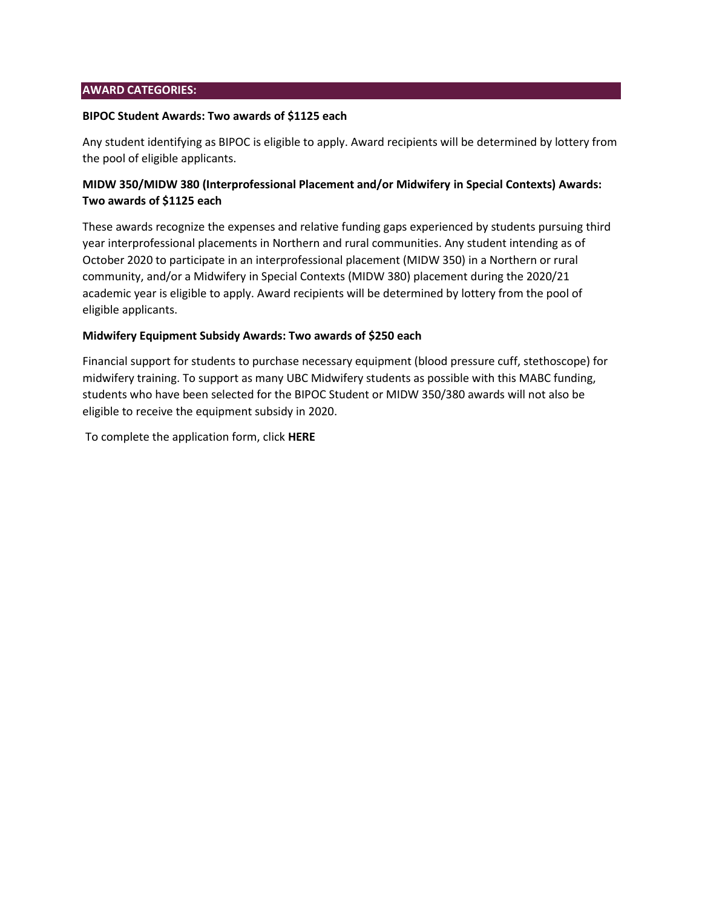## AWARD CATEGORIES:

**BIPOC Student Awards: Two awards of $1125 each**

Any student identifying as BIPOC is eligible to apply. Award recipients will be determined by lottery from the pool of eligible applicants.

**MIDW 350/MIDW 380 (Interprofessional Placement and/or Midwifery in Special Contexts) Awards: Two awards of $1125 each**

These awards recognize the expenses and relative funding gaps experienced by students pursuing third year interprofessional placements in Northern and rural communities. Any student intending as of October 2020 to participate in an interprofessional placement (MIDW 350) in a Northern or rural community, and/or a Midwifery in Special Contexts (MIDW 380) placement during the 2020/21 academic year is eligible to apply. Award recipients will be determined by lottery from the pool of eligible applicants.

**Midwifery Equipment Subsidy Awards: Two awards of $250 each**

Financial support for students to purchase necessary equipment (blood pressure cuff, stethoscope) for midwifery training. To support as many UBC Midwifery students as possible with this MABC funding, students who have been selected for the BIPOC Student or MIDW 350/380 awards will not also be eligible to receive the equipment subsidy in 2020.

To complete the application form, click **HERE**